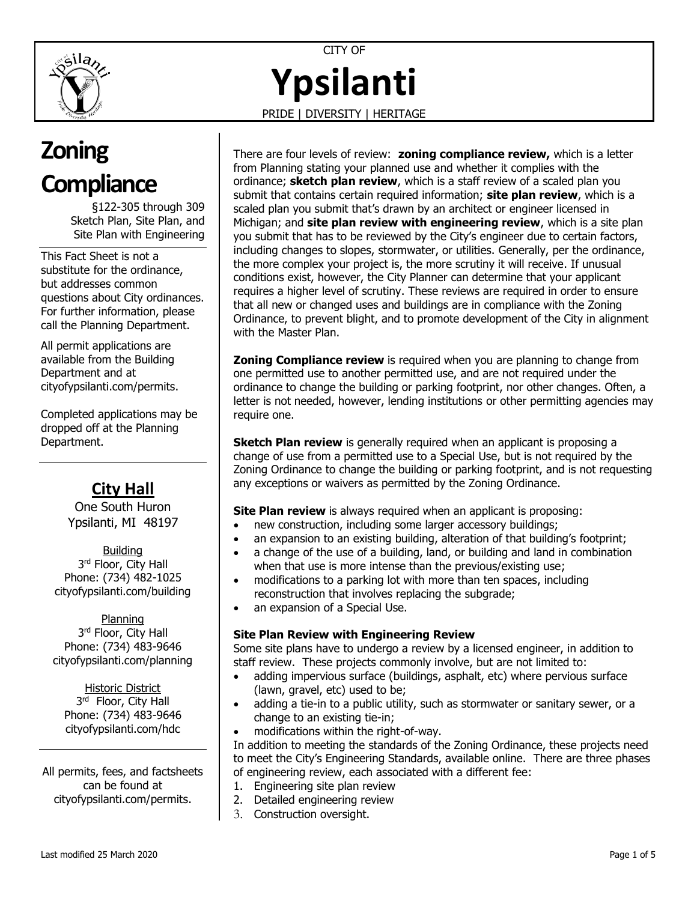CITY OF

# Ypsilanti

PRIDE | DIVERSITY | HERITAGE

## Zoning Compliance

§122-305 through 309
Sketch Plan, Site Plan, and Site Plan with Engineering

This Fact Sheet is not a substitute for the ordinance, but addresses common questions about City ordinances. For further information, please call the Planning Department.

All permit applications are available from the Building Department and at cityofypsilanti.com/permits.

Completed applications may be dropped off at the Planning Department.

### City Hall

One South Huron
Ypsilanti, MI 48197

Building
3rd Floor, City Hall
Phone: (734) 482-1025
cityofypsilanti.com/building

Planning
3rd Floor, City Hall
Phone: (734) 483-9646
cityofypsilanti.com/planning

Historic District
3rd Floor, City Hall
Phone: (734) 483-9646
cityofypsilanti.com/hdc

All permits, fees, and factsheets can be found at cityofypsilanti.com/permits.

There are four levels of review: **zoning compliance review,** which is a letter from Planning stating your planned use and whether it complies with the ordinance; **sketch plan review**, which is a staff review of a scaled plan you submit that contains certain required information; **site plan review**, which is a scaled plan you submit that's drawn by an architect or engineer licensed in Michigan; and **site plan review with engineering review**, which is a site plan you submit that has to be reviewed by the City's engineer due to certain factors, including changes to slopes, stormwater, or utilities. Generally, per the ordinance, the more complex your project is, the more scrutiny it will receive. If unusual conditions exist, however, the City Planner can determine that your applicant requires a higher level of scrutiny. These reviews are required in order to ensure that all new or changed uses and buildings are in compliance with the Zoning Ordinance, to prevent blight, and to promote development of the City in alignment with the Master Plan.

**Zoning Compliance review** is required when you are planning to change from one permitted use to another permitted use, and are not required under the ordinance to change the building or parking footprint, nor other changes. Often, a letter is not needed, however, lending institutions or other permitting agencies may require one.

**Sketch Plan review** is generally required when an applicant is proposing a change of use from a permitted use to a Special Use, but is not required by the Zoning Ordinance to change the building or parking footprint, and is not requesting any exceptions or waivers as permitted by the Zoning Ordinance.

**Site Plan review** is always required when an applicant is proposing:

- new construction, including some larger accessory buildings;
- an expansion to an existing building, alteration of that building's footprint;
- a change of the use of a building, land, or building and land in combination when that use is more intense than the previous/existing use;
- modifications to a parking lot with more than ten spaces, including reconstruction that involves replacing the subgrade;
- an expansion of a Special Use.

**Site Plan Review with Engineering Review**

Some site plans have to undergo a review by a licensed engineer, in addition to staff review. These projects commonly involve, but are not limited to:

- adding impervious surface (buildings, asphalt, etc) where pervious surface (lawn, gravel, etc) used to be;
- adding a tie-in to a public utility, such as stormwater or sanitary sewer, or a change to an existing tie-in;
- modifications within the right-of-way.

In addition to meeting the standards of the Zoning Ordinance, these projects need to meet the City's Engineering Standards, available online. There are three phases of engineering review, each associated with a different fee:

1. Engineering site plan review
2. Detailed engineering review
3. Construction oversight.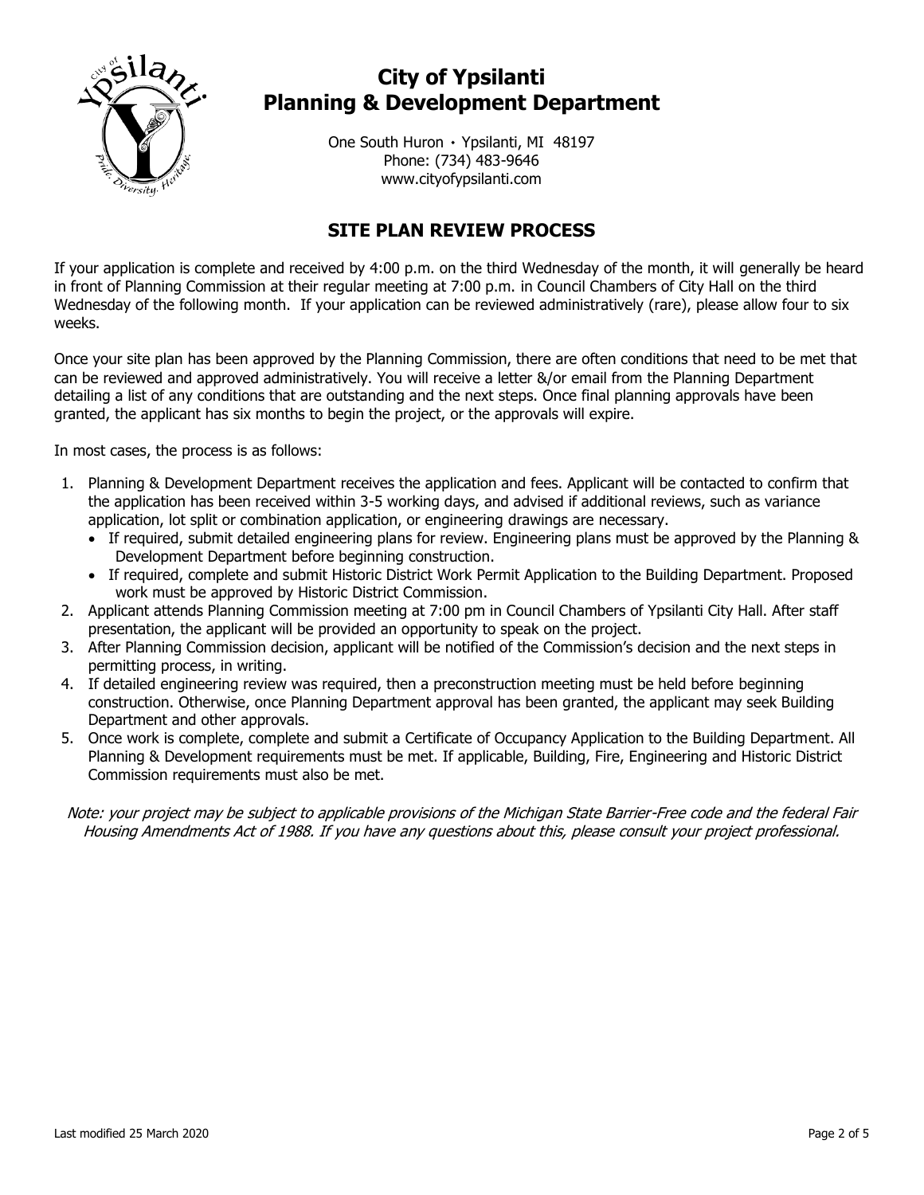# City of Ypsilanti
# Planning & Development Department

One South Huron • Ypsilanti, MI 48197
Phone: (734) 483-9646
www.cityofypsilanti.com

## SITE PLAN REVIEW PROCESS

If your application is complete and received by 4:00 p.m. on the third Wednesday of the month, it will generally be heard in front of Planning Commission at their regular meeting at 7:00 p.m. in Council Chambers of City Hall on the third Wednesday of the following month. If your application can be reviewed administratively (rare), please allow four to six weeks.

Once your site plan has been approved by the Planning Commission, there are often conditions that need to be met that can be reviewed and approved administratively. You will receive a letter &/or email from the Planning Department detailing a list of any conditions that are outstanding and the next steps. Once final planning approvals have been granted, the applicant has six months to begin the project, or the approvals will expire.

In most cases, the process is as follows:

1. Planning & Development Department receives the application and fees. Applicant will be contacted to confirm that the application has been received within 3-5 working days, and advised if additional reviews, such as variance application, lot split or combination application, or engineering drawings are necessary.
   - If required, submit detailed engineering plans for review. Engineering plans must be approved by the Planning & Development Department before beginning construction.
   - If required, complete and submit Historic District Work Permit Application to the Building Department. Proposed work must be approved by Historic District Commission.
2. Applicant attends Planning Commission meeting at 7:00 pm in Council Chambers of Ypsilanti City Hall. After staff presentation, the applicant will be provided an opportunity to speak on the project.
3. After Planning Commission decision, applicant will be notified of the Commission's decision and the next steps in permitting process, in writing.
4. If detailed engineering review was required, then a preconstruction meeting must be held before beginning construction. Otherwise, once Planning Department approval has been granted, the applicant may seek Building Department and other approvals.
5. Once work is complete, complete and submit a Certificate of Occupancy Application to the Building Department. All Planning & Development requirements must be met. If applicable, Building, Fire, Engineering and Historic District Commission requirements must also be met.

*Note: your project may be subject to applicable provisions of the Michigan State Barrier-Free code and the federal Fair Housing Amendments Act of 1988. If you have any questions about this, please consult your project professional.*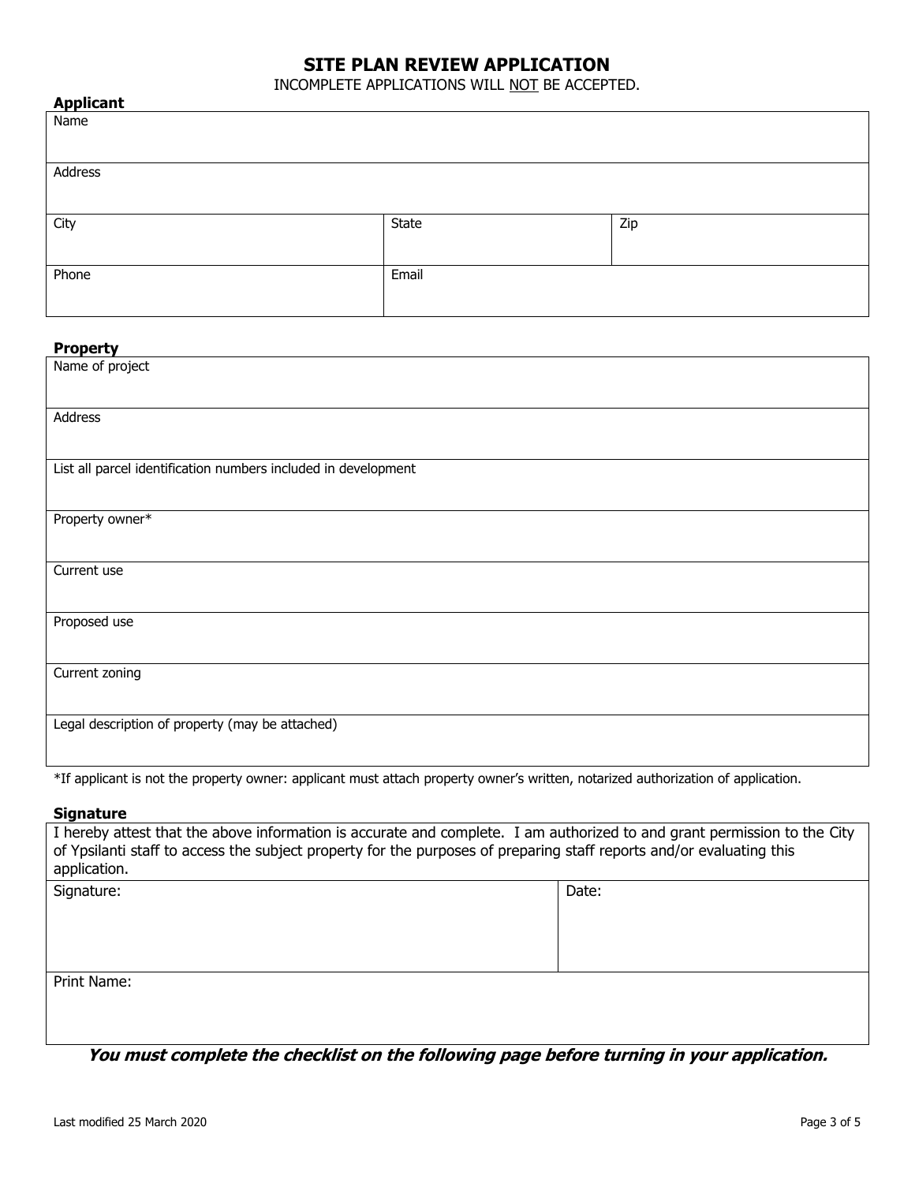# SITE PLAN REVIEW APPLICATION

INCOMPLETE APPLICATIONS WILL <u>NOT</u> BE ACCEPTED.

**Applicant**

| Name | | |
|---|---|---|
| Address | | |
| City | State | Zip |
| Phone | Email | |

**Property**

| Name of project |
|---|
| Address |
| List all parcel identification numbers included in development |
| Property owner* |
| Current use |
| Proposed use |
| Current zoning |
| Legal description of property (may be attached) |

*If applicant is not the property owner: applicant must attach property owner's written, notarized authorization of application.

**Signature**

| I hereby attest that the above information is accurate and complete. I am authorized to and grant permission to the City of Ypsilanti staff to access the subject property for the purposes of preparing staff reports and/or evaluating this application. | |
|---|---|
| Signature: | Date: |
| Print Name: | |

***You must complete the checklist on the following page before turning in your application.***

Last modified 25 March 2020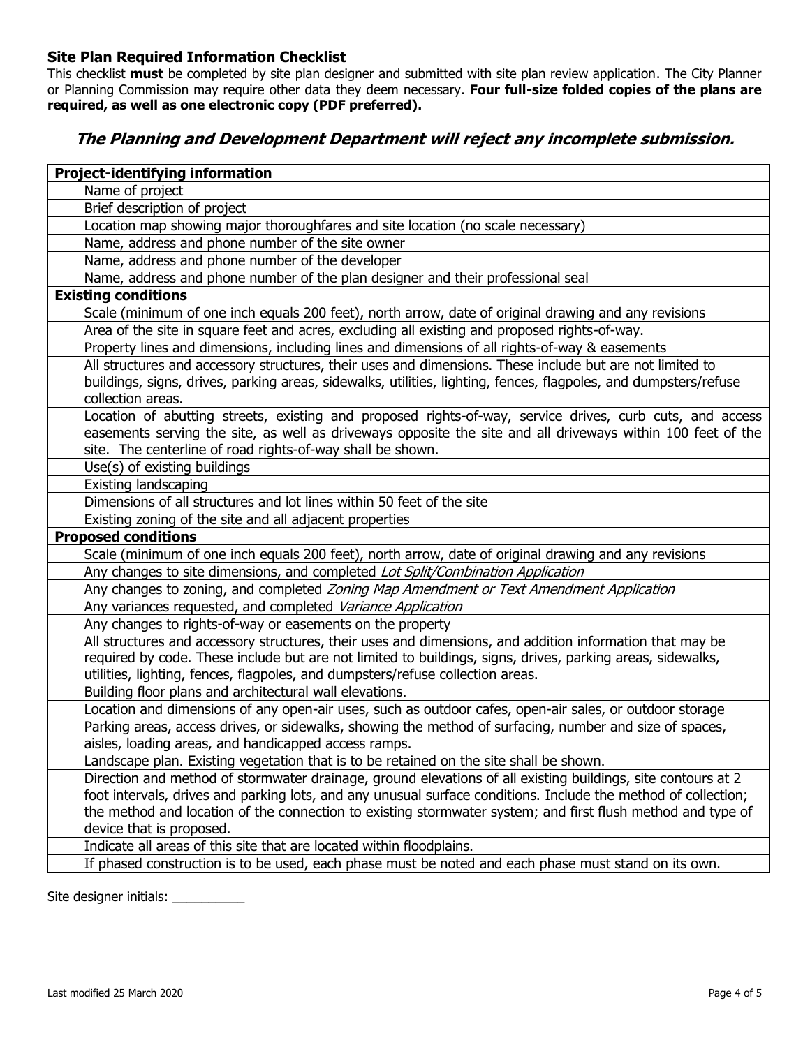## Site Plan Required Information Checklist

This checklist **must** be completed by site plan designer and submitted with site plan review application. The City Planner or Planning Commission may require other data they deem necessary. **Four full-size folded copies of the plans are required, as well as one electronic copy (PDF preferred).**

### *The Planning and Development Department will reject any incomplete submission.*

| | |
|---|---|
| **Project-identifying information** | |
| | Name of project |
| | Brief description of project |
| | Location map showing major thoroughfares and site location (no scale necessary) |
| | Name, address and phone number of the site owner |
| | Name, address and phone number of the developer |
| | Name, address and phone number of the plan designer and their professional seal |
| **Existing conditions** | |
| | Scale (minimum of one inch equals 200 feet), north arrow, date of original drawing and any revisions |
| | Area of the site in square feet and acres, excluding all existing and proposed rights-of-way. |
| | Property lines and dimensions, including lines and dimensions of all rights-of-way & easements |
| | All structures and accessory structures, their uses and dimensions. These include but are not limited to buildings, signs, drives, parking areas, sidewalks, utilities, lighting, fences, flagpoles, and dumpsters/refuse collection areas. |
| | Location of abutting streets, existing and proposed rights-of-way, service drives, curb cuts, and access easements serving the site, as well as driveways opposite the site and all driveways within 100 feet of the site. The centerline of road rights-of-way shall be shown. |
| | Use(s) of existing buildings |
| | Existing landscaping |
| | Dimensions of all structures and lot lines within 50 feet of the site |
| | Existing zoning of the site and all adjacent properties |
| **Proposed conditions** | |
| | Scale (minimum of one inch equals 200 feet), north arrow, date of original drawing and any revisions |
| | Any changes to site dimensions, and completed *Lot Split/Combination Application* |
| | Any changes to zoning, and completed *Zoning Map Amendment or Text Amendment Application* |
| | Any variances requested, and completed *Variance Application* |
| | Any changes to rights-of-way or easements on the property |
| | All structures and accessory structures, their uses and dimensions, and addition information that may be required by code. These include but are not limited to buildings, signs, drives, parking areas, sidewalks, utilities, lighting, fences, flagpoles, and dumpsters/refuse collection areas. |
| | Building floor plans and architectural wall elevations. |
| | Location and dimensions of any open-air uses, such as outdoor cafes, open-air sales, or outdoor storage |
| | Parking areas, access drives, or sidewalks, showing the method of surfacing, number and size of spaces, aisles, loading areas, and handicapped access ramps. |
| | Landscape plan. Existing vegetation that is to be retained on the site shall be shown. |
| | Direction and method of stormwater drainage, ground elevations of all existing buildings, site contours at 2 foot intervals, drives and parking lots, and any unusual surface conditions. Include the method of collection; the method and location of the connection to existing stormwater system; and first flush method and type of device that is proposed. |
| | Indicate all areas of this site that are located within floodplains. |
| | If phased construction is to be used, each phase must be noted and each phase must stand on its own. |

Site designer initials: __________

Last modified 25 March 2020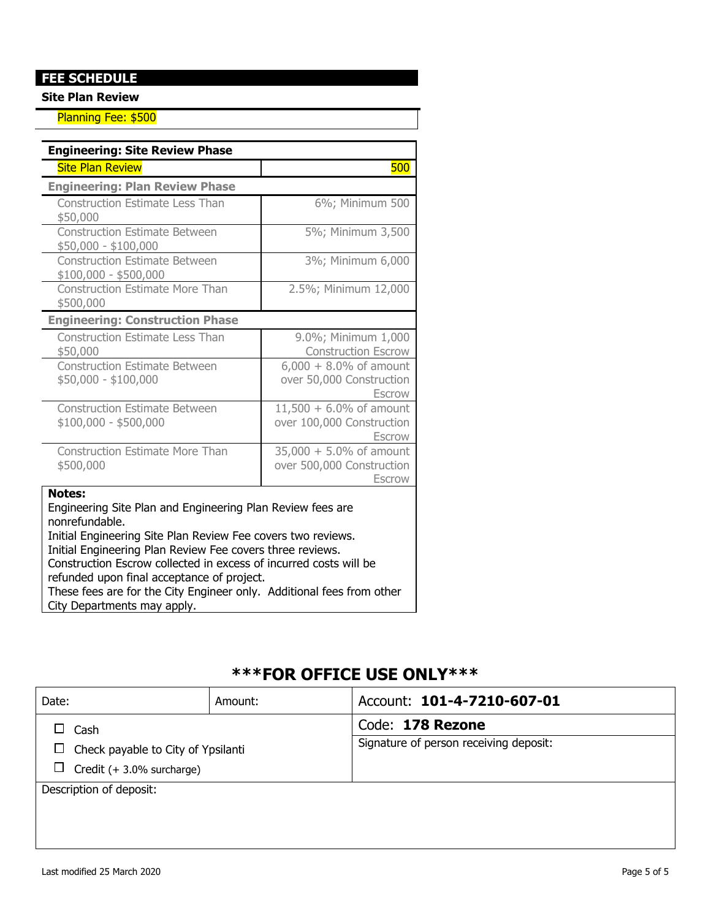## FEE SCHEDULE

**Site Plan Review**

Planning Fee: $500

| **Engineering: Site Review Phase** | |
|---|---|
| Site Plan Review | 500 |
| **Engineering: Plan Review Phase** | |
| Construction Estimate Less Than $50,000 | 6%; Minimum 500 |
| Construction Estimate Between $50,000 - $100,000 | 5%; Minimum 3,500 |
| Construction Estimate Between $100,000 - $500,000 | 3%; Minimum 6,000 |
| Construction Estimate More Than $500,000 | 2.5%; Minimum 12,000 |
| **Engineering: Construction Phase** | |
| Construction Estimate Less Than $50,000 | 9.0%; Minimum 1,000 Construction Escrow |
| Construction Estimate Between $50,000 - $100,000 | 6,000 + 8.0% of amount over 50,000 Construction Escrow |
| Construction Estimate Between $100,000 - $500,000 | 11,500 + 6.0% of amount over 100,000 Construction Escrow |
| Construction Estimate More Than $500,000 | 35,000 + 5.0% of amount over 500,000 Construction Escrow |

**Notes:**
Engineering Site Plan and Engineering Plan Review fees are nonrefundable.
Initial Engineering Site Plan Review Fee covers two reviews.
Initial Engineering Plan Review Fee covers three reviews.
Construction Escrow collected in excess of incurred costs will be refunded upon final acceptance of project.
These fees are for the City Engineer only. Additional fees from other City Departments may apply.

## ***FOR OFFICE USE ONLY***

| | | |
|---|---|---|
| Date: | Amount: | Account: **101-4-7210-607-01** |
| ☐ Cash<br>☐ Check payable to City of Ypsilanti<br>☐ Credit (+ 3.0% surcharge) | | Code: **178 Rezone**<br>Signature of person receiving deposit: |
| Description of deposit: | | |

Last modified 25 March 2020